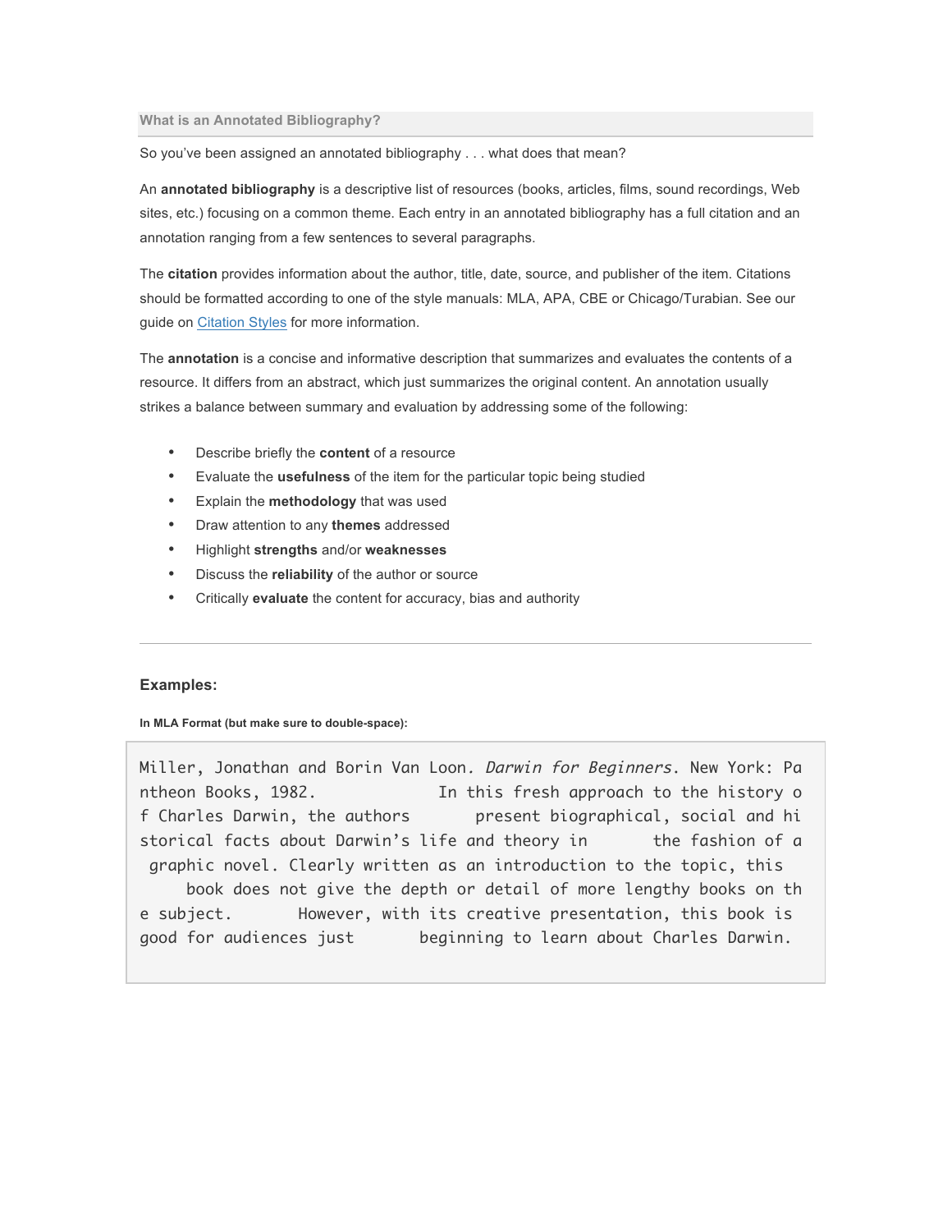### What is an Annotated Bibliography?

So you've been assigned an annotated bibliography . . . what does that mean?

An **annotated bibliography** is a descriptive list of resources (books, articles, films, sound recordings, Web sites, etc.) focusing on a common theme. Each entry in an annotated bibliography has a full citation and an annotation ranging from a few sentences to several paragraphs.

The **citation** provides information about the author, title, date, source, and publisher of the item. Citations should be formatted according to one of the style manuals: MLA, APA, CBE or Chicago/Turabian. See our guide on Citation Styles for more information.

The **annotation** is a concise and informative description that summarizes and evaluates the contents of a resource. It differs from an abstract, which just summarizes the original content. An annotation usually strikes a balance between summary and evaluation by addressing some of the following:

- Describe briefly the **content** of a resource
- Evaluate the **usefulness** of the item for the particular topic being studied
- Explain the **methodology** that was used
- Draw attention to any **themes** addressed
- Highlight **strengths** and/or **weaknesses**
- Discuss the **reliability** of the author or source
- Critically **evaluate** the content for accuracy, bias and authority

---

### Examples:

**In MLA Format (but make sure to double-space):**

```
Miller, Jonathan and Borin Van Loon. Darwin for Beginners. New York: Pantheon Books, 1982.           In this fresh approach to the history of Charles Darwin, the authors       present biographical, social and historical facts about Darwin's life and theory in       the fashion of a graphic novel. Clearly written as an introduction to the topic, this book does not give the depth or detail of more lengthy books on the subject.       However, with its creative presentation, this book is good for audiences just       beginning to learn about Charles Darwin.
```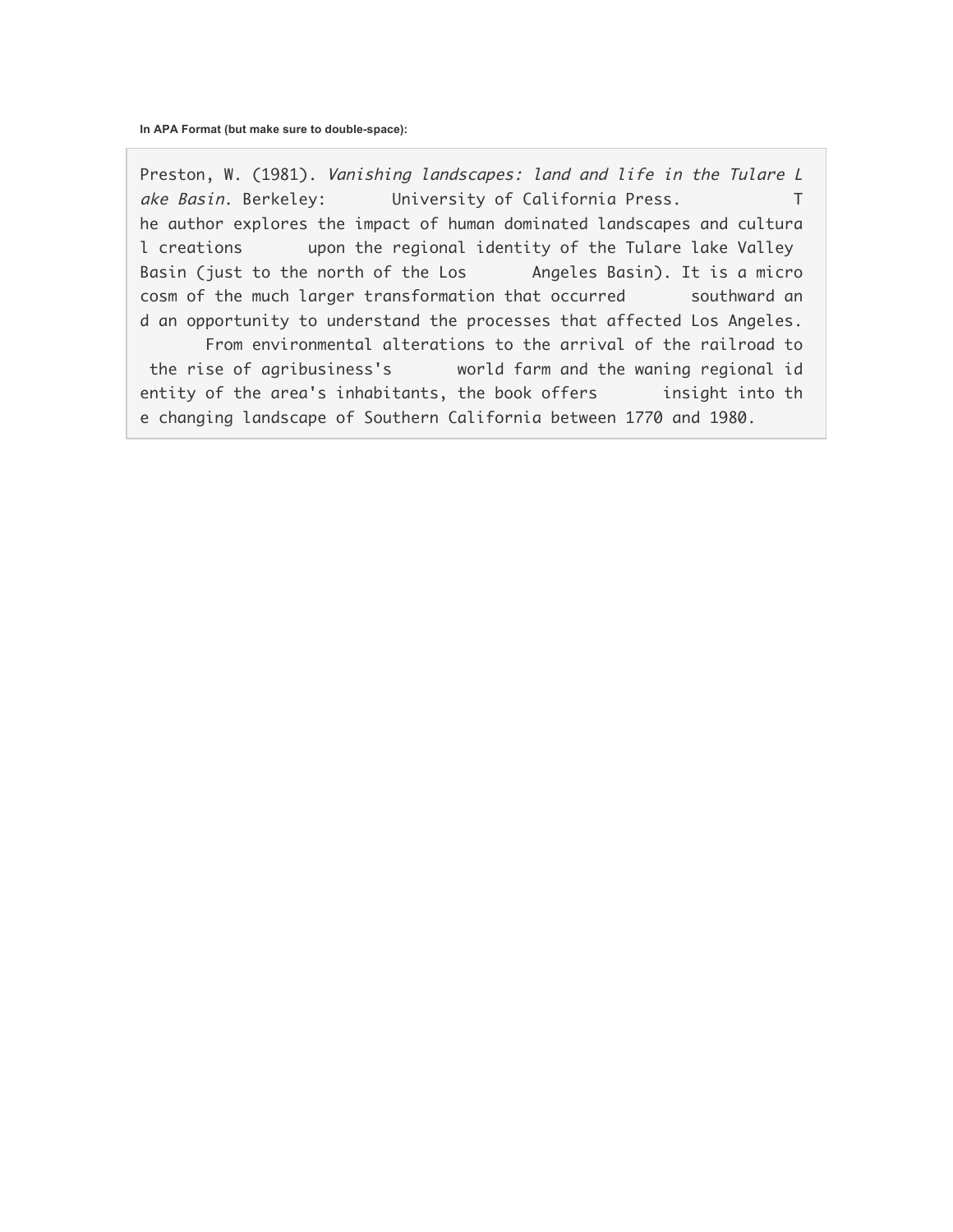**In APA Format (but make sure to double-space):**

```
Preston, W. (1981). Vanishing landscapes: land and life in the Tulare L
ake Basin. Berkeley:       University of California Press.            T
he author explores the impact of human dominated landscapes and cultura
l creations       upon the regional identity of the Tulare lake Valley 
Basin (just to the north of the Los       Angeles Basin). It is a micro
cosm of the much larger transformation that occurred       southward an
d an opportunity to understand the processes that affected Los Angeles.
       From environmental alterations to the arrival of the railroad to
 the rise of agribusiness's       world farm and the waning regional id
entity of the area's inhabitants, the book offers       insight into th
e changing landscape of Southern California between 1770 and 1980.
```